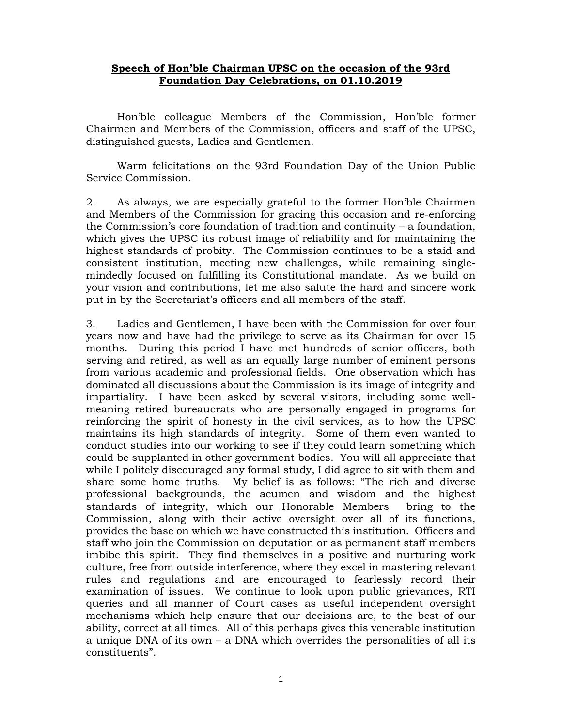**<u>Speech of Hon'ble Chairman UPSC on the occasion of the 93rd Foundation Day Celebrations, on 01.10.2019</u>**

Hon'ble colleague Members of the Commission, Hon'ble former Chairmen and Members of the Commission, officers and staff of the UPSC, distinguished guests, Ladies and Gentlemen.

Warm felicitations on the 93rd Foundation Day of the Union Public Service Commission.

2. As always, we are especially grateful to the former Hon'ble Chairmen and Members of the Commission for gracing this occasion and re-enforcing the Commission's core foundation of tradition and continuity – a foundation, which gives the UPSC its robust image of reliability and for maintaining the highest standards of probity. The Commission continues to be a staid and consistent institution, meeting new challenges, while remaining single-mindedly focused on fulfilling its Constitutional mandate. As we build on your vision and contributions, let me also salute the hard and sincere work put in by the Secretariat's officers and all members of the staff.

3. Ladies and Gentlemen, I have been with the Commission for over four years now and have had the privilege to serve as its Chairman for over 15 months. During this period I have met hundreds of senior officers, both serving and retired, as well as an equally large number of eminent persons from various academic and professional fields. One observation which has dominated all discussions about the Commission is its image of integrity and impartiality. I have been asked by several visitors, including some well-meaning retired bureaucrats who are personally engaged in programs for reinforcing the spirit of honesty in the civil services, as to how the UPSC maintains its high standards of integrity. Some of them even wanted to conduct studies into our working to see if they could learn something which could be supplanted in other government bodies. You will all appreciate that while I politely discouraged any formal study, I did agree to sit with them and share some home truths. My belief is as follows: "The rich and diverse professional backgrounds, the acumen and wisdom and the highest standards of integrity, which our Honorable Members bring to the Commission, along with their active oversight over all of its functions, provides the base on which we have constructed this institution. Officers and staff who join the Commission on deputation or as permanent staff members imbibe this spirit. They find themselves in a positive and nurturing work culture, free from outside interference, where they excel in mastering relevant rules and regulations and are encouraged to fearlessly record their examination of issues. We continue to look upon public grievances, RTI queries and all manner of Court cases as useful independent oversight mechanisms which help ensure that our decisions are, to the best of our ability, correct at all times. All of this perhaps gives this venerable institution a unique DNA of its own – a DNA which overrides the personalities of all its constituents".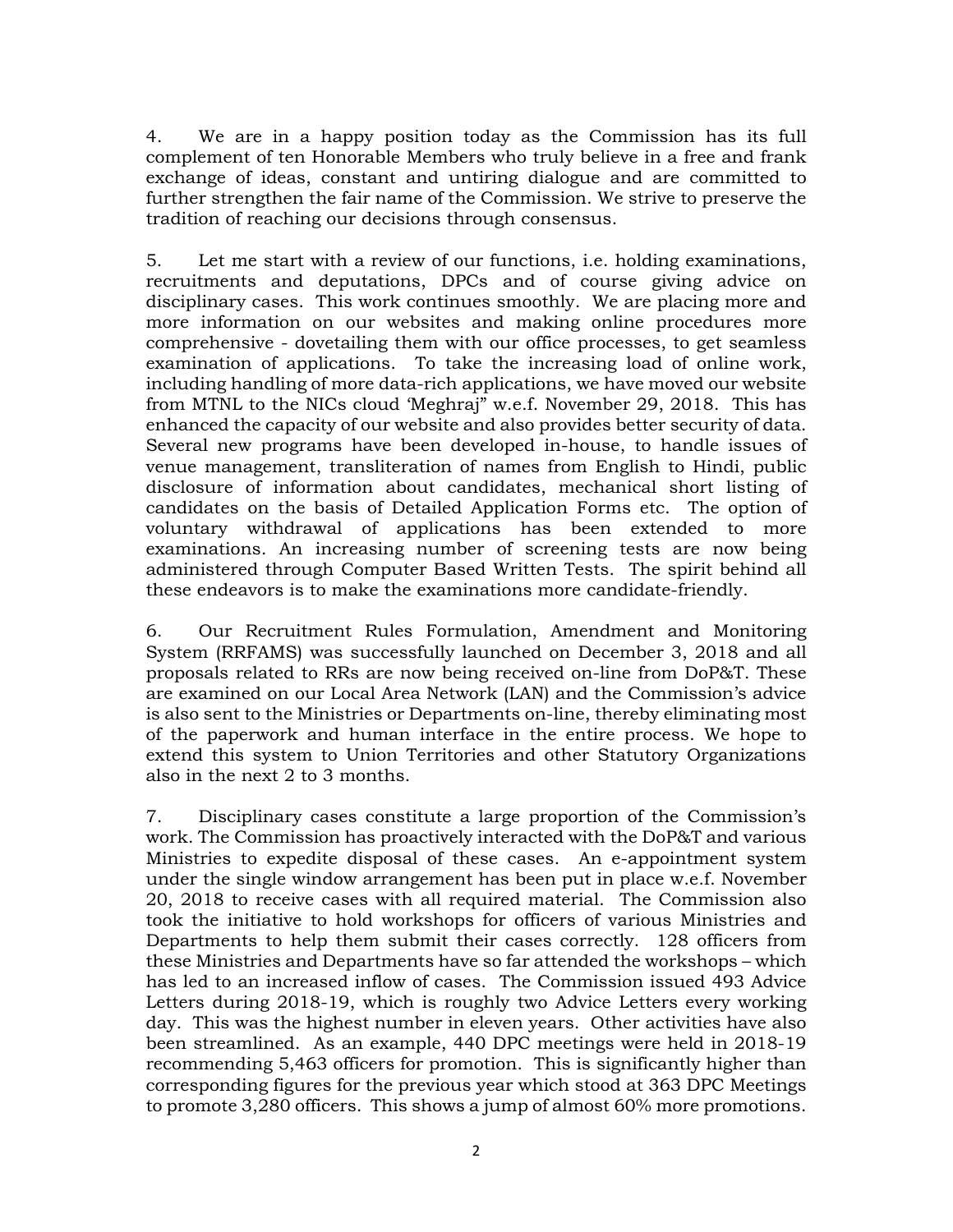4. We are in a happy position today as the Commission has its full complement of ten Honorable Members who truly believe in a free and frank exchange of ideas, constant and untiring dialogue and are committed to further strengthen the fair name of the Commission. We strive to preserve the tradition of reaching our decisions through consensus.

5. Let me start with a review of our functions, i.e. holding examinations, recruitments and deputations, DPCs and of course giving advice on disciplinary cases. This work continues smoothly. We are placing more and more information on our websites and making online procedures more comprehensive - dovetailing them with our office processes, to get seamless examination of applications. To take the increasing load of online work, including handling of more data-rich applications, we have moved our website from MTNL to the NICs cloud 'Meghraj" w.e.f. November 29, 2018. This has enhanced the capacity of our website and also provides better security of data. Several new programs have been developed in-house, to handle issues of venue management, transliteration of names from English to Hindi, public disclosure of information about candidates, mechanical short listing of candidates on the basis of Detailed Application Forms etc. The option of voluntary withdrawal of applications has been extended to more examinations. An increasing number of screening tests are now being administered through Computer Based Written Tests. The spirit behind all these endeavors is to make the examinations more candidate-friendly.

6. Our Recruitment Rules Formulation, Amendment and Monitoring System (RRFAMS) was successfully launched on December 3, 2018 and all proposals related to RRs are now being received on-line from DoP&T. These are examined on our Local Area Network (LAN) and the Commission's advice is also sent to the Ministries or Departments on-line, thereby eliminating most of the paperwork and human interface in the entire process. We hope to extend this system to Union Territories and other Statutory Organizations also in the next 2 to 3 months.

7. Disciplinary cases constitute a large proportion of the Commission's work. The Commission has proactively interacted with the DoP&T and various Ministries to expedite disposal of these cases. An e-appointment system under the single window arrangement has been put in place w.e.f. November 20, 2018 to receive cases with all required material. The Commission also took the initiative to hold workshops for officers of various Ministries and Departments to help them submit their cases correctly. 128 officers from these Ministries and Departments have so far attended the workshops – which has led to an increased inflow of cases. The Commission issued 493 Advice Letters during 2018-19, which is roughly two Advice Letters every working day. This was the highest number in eleven years. Other activities have also been streamlined. As an example, 440 DPC meetings were held in 2018-19 recommending 5,463 officers for promotion. This is significantly higher than corresponding figures for the previous year which stood at 363 DPC Meetings to promote 3,280 officers. This shows a jump of almost 60% more promotions.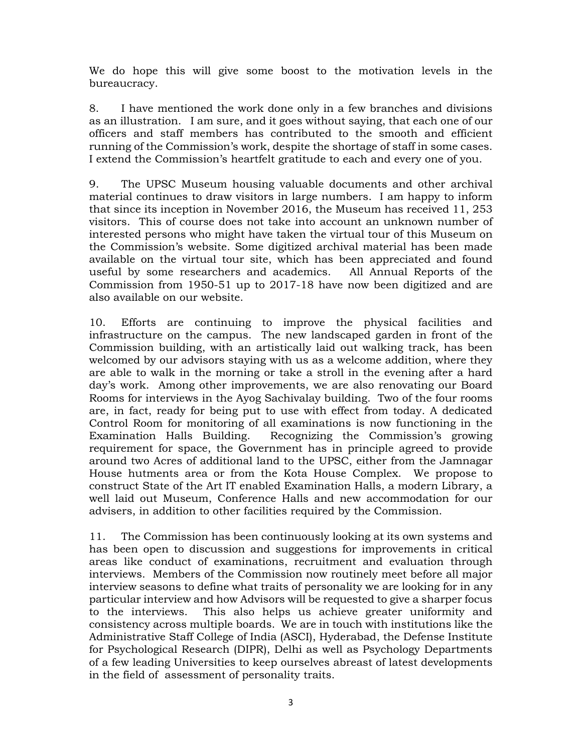We do hope this will give some boost to the motivation levels in the bureaucracy.

8. I have mentioned the work done only in a few branches and divisions as an illustration. I am sure, and it goes without saying, that each one of our officers and staff members has contributed to the smooth and efficient running of the Commission's work, despite the shortage of staff in some cases. I extend the Commission's heartfelt gratitude to each and every one of you.

9. The UPSC Museum housing valuable documents and other archival material continues to draw visitors in large numbers. I am happy to inform that since its inception in November 2016, the Museum has received 11, 253 visitors. This of course does not take into account an unknown number of interested persons who might have taken the virtual tour of this Museum on the Commission's website. Some digitized archival material has been made available on the virtual tour site, which has been appreciated and found useful by some researchers and academics. All Annual Reports of the Commission from 1950-51 up to 2017-18 have now been digitized and are also available on our website.

10. Efforts are continuing to improve the physical facilities and infrastructure on the campus. The new landscaped garden in front of the Commission building, with an artistically laid out walking track, has been welcomed by our advisors staying with us as a welcome addition, where they are able to walk in the morning or take a stroll in the evening after a hard day's work. Among other improvements, we are also renovating our Board Rooms for interviews in the Ayog Sachivalay building. Two of the four rooms are, in fact, ready for being put to use with effect from today. A dedicated Control Room for monitoring of all examinations is now functioning in the Examination Halls Building. Recognizing the Commission's growing requirement for space, the Government has in principle agreed to provide around two Acres of additional land to the UPSC, either from the Jamnagar House hutments area or from the Kota House Complex. We propose to construct State of the Art IT enabled Examination Halls, a modern Library, a well laid out Museum, Conference Halls and new accommodation for our advisers, in addition to other facilities required by the Commission.

11. The Commission has been continuously looking at its own systems and has been open to discussion and suggestions for improvements in critical areas like conduct of examinations, recruitment and evaluation through interviews. Members of the Commission now routinely meet before all major interview seasons to define what traits of personality we are looking for in any particular interview and how Advisors will be requested to give a sharper focus to the interviews. This also helps us achieve greater uniformity and consistency across multiple boards. We are in touch with institutions like the Administrative Staff College of India (ASCI), Hyderabad, the Defense Institute for Psychological Research (DIPR), Delhi as well as Psychology Departments of a few leading Universities to keep ourselves abreast of latest developments in the field of assessment of personality traits.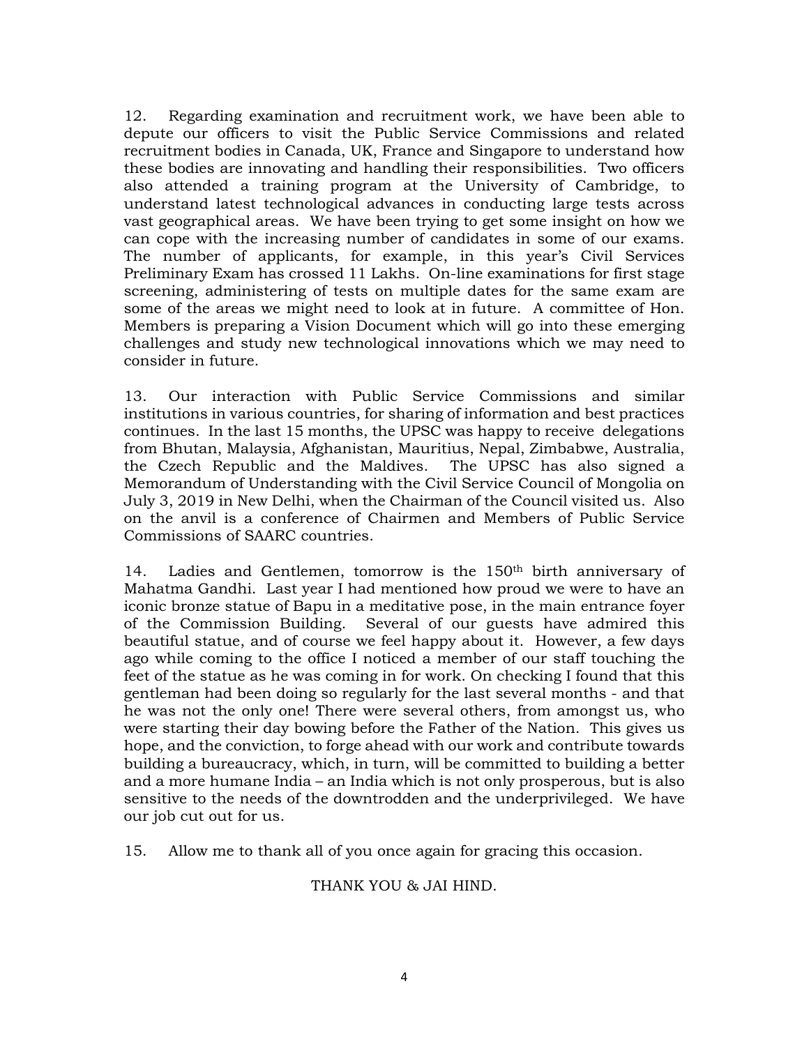12. Regarding examination and recruitment work, we have been able to depute our officers to visit the Public Service Commissions and related recruitment bodies in Canada, UK, France and Singapore to understand how these bodies are innovating and handling their responsibilities. Two officers also attended a training program at the University of Cambridge, to understand latest technological advances in conducting large tests across vast geographical areas. We have been trying to get some insight on how we can cope with the increasing number of candidates in some of our exams. The number of applicants, for example, in this year's Civil Services Preliminary Exam has crossed 11 Lakhs. On-line examinations for first stage screening, administering of tests on multiple dates for the same exam are some of the areas we might need to look at in future. A committee of Hon. Members is preparing a Vision Document which will go into these emerging challenges and study new technological innovations which we may need to consider in future.

13. Our interaction with Public Service Commissions and similar institutions in various countries, for sharing of information and best practices continues. In the last 15 months, the UPSC was happy to receive delegations from Bhutan, Malaysia, Afghanistan, Mauritius, Nepal, Zimbabwe, Australia, the Czech Republic and the Maldives. The UPSC has also signed a Memorandum of Understanding with the Civil Service Council of Mongolia on July 3, 2019 in New Delhi, when the Chairman of the Council visited us. Also on the anvil is a conference of Chairmen and Members of Public Service Commissions of SAARC countries.

14. Ladies and Gentlemen, tomorrow is the 150th birth anniversary of Mahatma Gandhi. Last year I had mentioned how proud we were to have an iconic bronze statue of Bapu in a meditative pose, in the main entrance foyer of the Commission Building. Several of our guests have admired this beautiful statue, and of course we feel happy about it. However, a few days ago while coming to the office I noticed a member of our staff touching the feet of the statue as he was coming in for work. On checking I found that this gentleman had been doing so regularly for the last several months - and that he was not the only one! There were several others, from amongst us, who were starting their day bowing before the Father of the Nation. This gives us hope, and the conviction, to forge ahead with our work and contribute towards building a bureaucracy, which, in turn, will be committed to building a better and a more humane India – an India which is not only prosperous, but is also sensitive to the needs of the downtrodden and the underprivileged. We have our job cut out for us.

15. Allow me to thank all of you once again for gracing this occasion.

THANK YOU & JAI HIND.